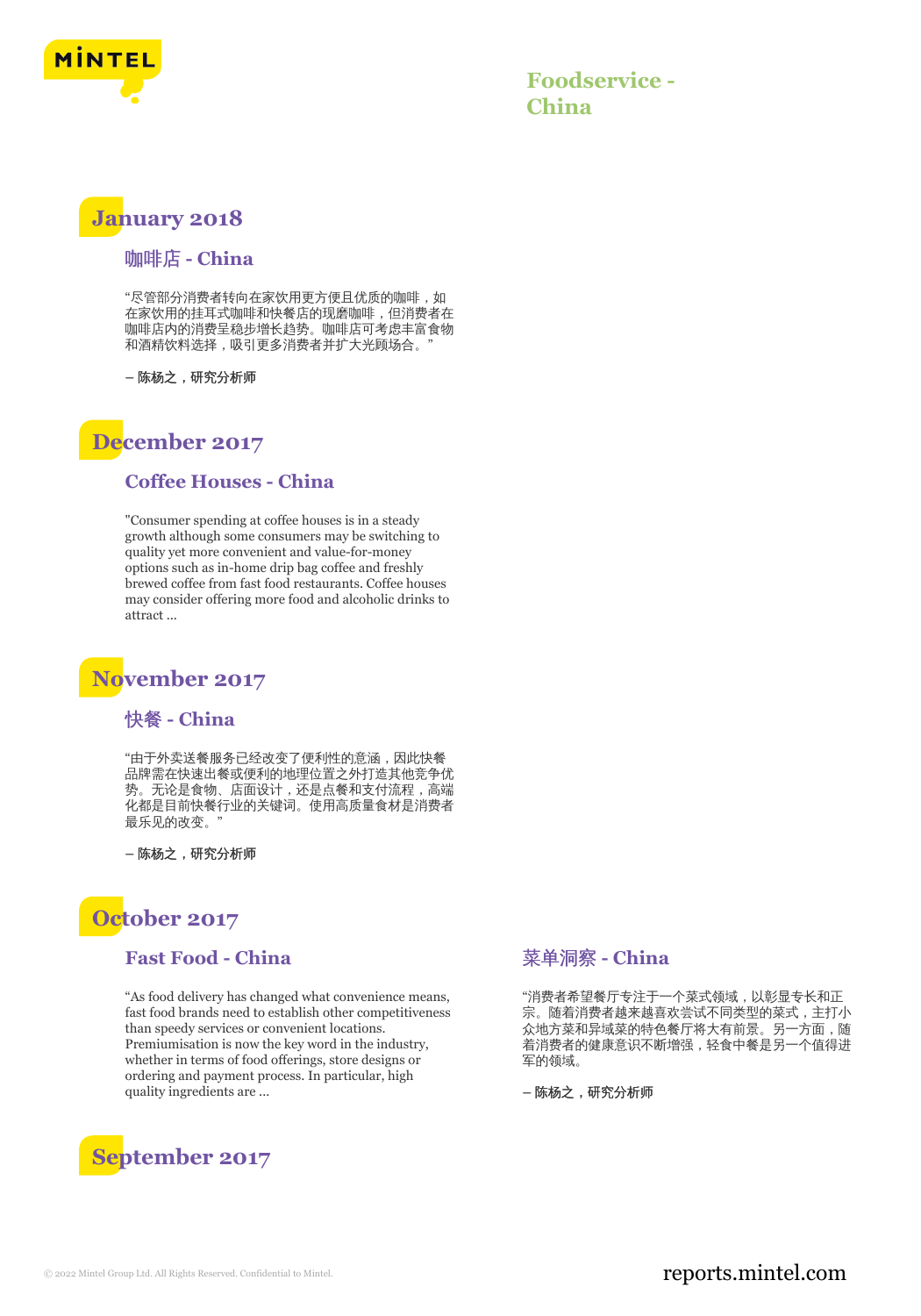# Foodservice - China

## January 2018

### 咖啡店 - China

“尽管部分消费者转向在家饮用更方便且优质的咖啡，如在家饮用的挂耳式咖啡和快餐店的现磨咖啡，但消费者在咖啡店内的消费呈稳步增长趋势。咖啡店可考虑丰富食物和酒精饮料选择，吸引更多消费者并扩大光顾场合。”

– 陈杨之，研究分析师

## December 2017

### Coffee Houses - China

"Consumer spending at coffee houses is in a steady growth although some consumers may be switching to quality yet more convenient and value-for-money options such as in-home drip bag coffee and freshly brewed coffee from fast food restaurants. Coffee houses may consider offering more food and alcoholic drinks to attract ...

## November 2017

### 快餐 - China

“由于外卖送餐服务已经改变了便利性的意涵，因此快餐品牌需在快速出餐或便利的地理位置之外打造其他竞争优势。无论是食物、店面设计，还是点餐和支付流程，高端化都是目前快餐行业的关键词。使用高质量食材是消费者最乐见的改变。”

– 陈杨之，研究分析师

## October 2017

### Fast Food - China

“As food delivery has changed what convenience means, fast food brands need to establish other competitiveness than speedy services or convenient locations. Premiumisation is now the key word in the industry, whether in terms of food offerings, store designs or ordering and payment process. In particular, high quality ingredients are ...

### 菜单洞察 - China

“消费者希望餐厅专注于一个菜式领域，以彰显专长和正宗。随着消费者越来越喜欢尝试不同类型的菜式，主打小众地方菜和异域菜的特色餐厅将大有前景。另一方面，随着消费者的健康意识不断增强，轻食中餐是另一个值得进军的领域。

– 陈杨之，研究分析师

## September 2017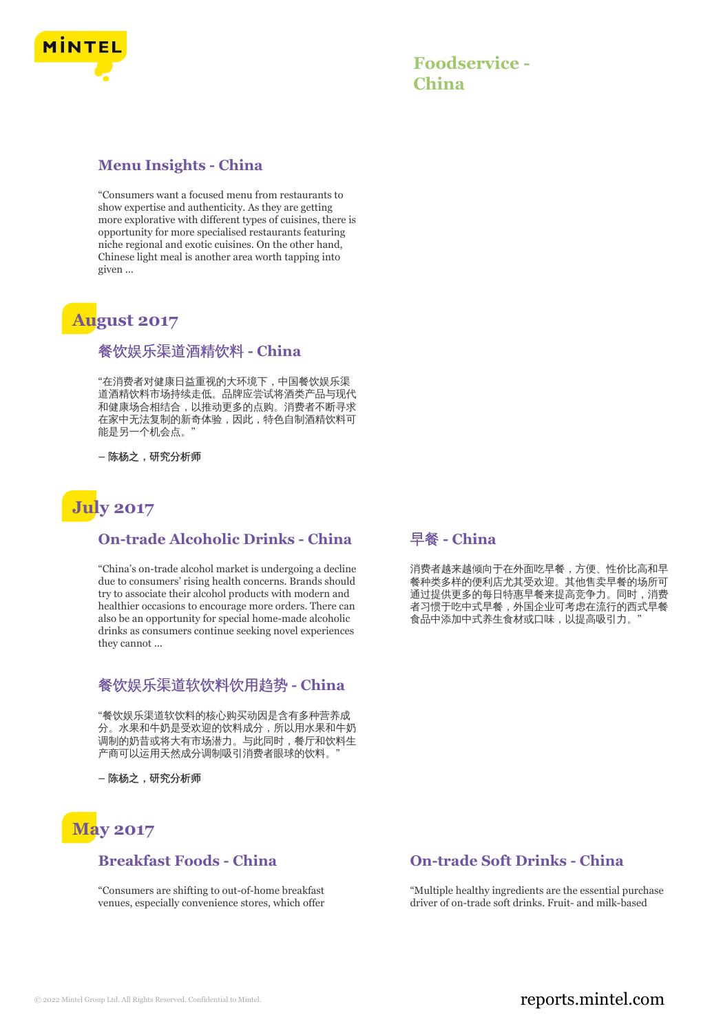# Foodservice - China

### Menu Insights - China

"Consumers want a focused menu from restaurants to show expertise and authenticity. As they are getting more explorative with different types of cuisines, there is opportunity for more specialised restaurants featuring niche regional and exotic cuisines. On the other hand, Chinese light meal is another area worth tapping into given ...

## August 2017

### 餐饮娱乐渠道酒精饮料 - China

"在消费者对健康日益重视的大环境下，中国餐饮娱乐渠道酒精饮料市场持续走低。品牌应尝试将酒类产品与现代和健康场合相结合，以推动更多的点购。消费者不断寻求在家中无法复制的新奇体验，因此，特色自制酒精饮料可能是另一个机会点。"

**– 陈杨之，研究分析师**

## July 2017

### On-trade Alcoholic Drinks - China

"China's on-trade alcohol market is undergoing a decline due to consumers' rising health concerns. Brands should try to associate their alcohol products with modern and healthier occasions to encourage more orders. There can also be an opportunity for special home-made alcoholic drinks as consumers continue seeking novel experiences they cannot ...

### 餐饮娱乐渠道软饮料饮用趋势 - China

"餐饮娱乐渠道软饮料的核心购买动因是含有多种营养成分。水果和牛奶是受欢迎的饮料成分，所以用水果和牛奶调制的奶昔或将大有市场潜力。与此同时，餐厅和饮料生产商可以运用天然成分调制吸引消费者眼球的饮料。"

**– 陈杨之，研究分析师**

### 早餐 - China

消费者越来越倾向于在外面吃早餐，方便、性价比高和早餐种类多样的便利店尤其受欢迎。其他售卖早餐的场所可通过提供更多的每日特惠早餐来提高竞争力。同时，消费者习惯于吃中式早餐，外国企业可考虑在流行的西式早餐食品中添加中式养生食材或口味，以提高吸引力。"

## May 2017

### Breakfast Foods - China

"Consumers are shifting to out-of-home breakfast venues, especially convenience stores, which offer

### On-trade Soft Drinks - China

"Multiple healthy ingredients are the essential purchase driver of on-trade soft drinks. Fruit- and milk-based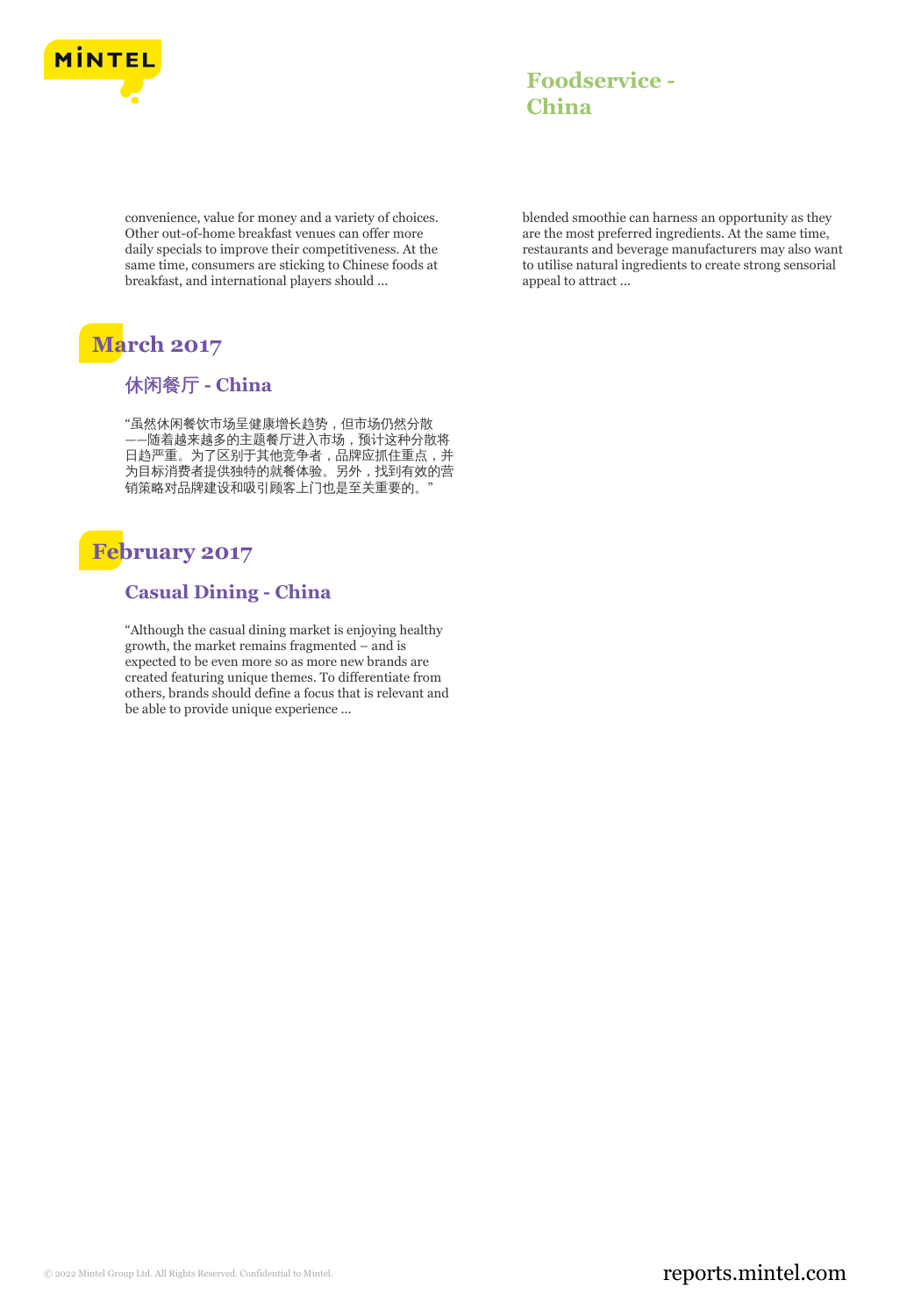convenience, value for money and a variety of choices. Other out-of-home breakfast venues can offer more daily specials to improve their competitiveness. At the same time, consumers are sticking to Chinese foods at breakfast, and international players should ...

blended smoothie can harness an opportunity as they are the most preferred ingredients. At the same time, restaurants and beverage manufacturers may also want to utilise natural ingredients to create strong sensorial appeal to attract ...

## March 2017

### 休闲餐厅 - China

“虽然休闲餐饮市场呈健康增长趋势，但市场仍然分散——随着越来越多的主题餐厅进入市场，预计这种分散将日趋严重。为了区别于其他竞争者，品牌应抓住重点，并为目标消费者提供独特的就餐体验。另外，找到有效的营销策略对品牌建设和吸引顾客上门也是至关重要的。”

## February 2017

### Casual Dining - China

“Although the casual dining market is enjoying healthy growth, the market remains fragmented – and is expected to be even more so as more new brands are created featuring unique themes. To differentiate from others, brands should define a focus that is relevant and be able to provide unique experience ...